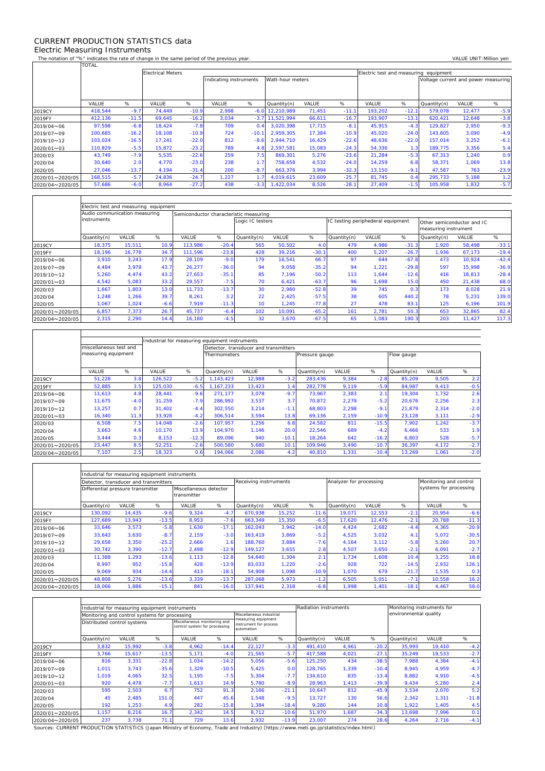# CURRENT PRODUCTION STATISTICS data

## Electric Measuring Instruments

The notation of "%" indicates the rate of change in the same period of the previous year.

VALUE UNIT:Million yen

| | TOTAL | | Electrical Meters | | | | | | | Electric test and measuring equipment | | | | |
|---|---|---|---|---|---|---|---|---|---|---|---|---|---|---|
| | | | | | Indicating instruments | | Watt-hour meters | | | | | Voltage current and power measuring | | |
| | VALUE | % | VALUE | % | VALUE | % | Quantity(n) | VALUE | % | VALUE | % | Quantity(n) | VALUE | % |
| 2019CY | 418,544 | -9.7 | 74,449 | -10.9 | 2,998 | -6.0 | 12,210,989 | 71,451 | -11.1 | 193,202 | -12.1 | 579,078 | 12,477 | -5.9 |
| 2019FY | 412,136 | -11.5 | 69,645 | -16.2 | 3,034 | -3.7 | 11,521,994 | 66,611 | -16.7 | 193,907 | -13.1 | 620,421 | 12,648 | -3.8 |
| 2019/04～06 | 97,598 | -6.8 | 18,424 | -7.8 | 709 | 0.4 | 3,020,398 | 17,715 | -8.1 | 45,915 | -4.3 | 129,827 | 2,950 | -9.3 |
| 2019/07～09 | 100,685 | -16.2 | 18,108 | -10.9 | 724 | -10.1 | 2,959,305 | 17,384 | -10.9 | 45,020 | -24.0 | 143,805 | 3,090 | -4.9 |
| 2019/10～12 | 103,024 | -16.5 | 17,241 | -22.0 | 812 | -8.6 | 2,944,710 | 16,429 | -22.6 | 48,636 | -22.0 | 157,014 | 3,252 | -6.1 |
| 2020/01～03 | 110,829 | -5.5 | 15,872 | -23.2 | 789 | 4.8 | 2,597,581 | 15,083 | -24.3 | 54,336 | 1.3 | 189,775 | 3,356 | 5.4 |
| 2020/03 | 43,749 | -7.9 | 5,535 | -22.6 | 259 | 7.5 | 869,301 | 5,276 | -23.6 | 21,284 | -5.3 | 67,313 | 1,240 | 0.9 |
| 2020/04 | 30,640 | 2.0 | 4,770 | -23.0 | 238 | 1.7 | 758,658 | 4,532 | -24.0 | 14,259 | 6.8 | 58,371 | 1,069 | 13.8 |
| 2020/05 | 27,046 | -13.7 | 4,194 | -31.4 | 200 | -8.7 | 663,376 | 3,994 | -32.3 | 13,150 | -9.1 | 47,587 | 763 | -23.9 |
| 2020/01～2020/05 | 168,515 | -5.7 | 24,836 | -24.7 | 1,227 | 1.7 | 4,019,615 | 23,609 | -25.7 | 81,745 | 0.4 | 295,733 | 5,188 | 1.2 |
| 2020/04～2020/05 | 57,686 | -6.0 | 8,964 | -27.2 | 438 | -3.3 | 1,422,034 | 8,526 | -28.1 | 27,409 | -1.5 | 105,958 | 1,832 | -5.7 |

| | Electric test and measuring equipment | | | | | | | | | | | | | |
|---|---|---|---|---|---|---|---|---|---|---|---|---|---|---|
| | Audio communication measuring instruments | | | Semiconductor characteristic measuring | | | | | | | | | | |
| | | | | | | Logic IC testers | | | IC testing peripheheral equipment | | | Other semiconductor and IC measuring instrument | | |
| | Quantity(n) | VALUE | % | VALUE | % | Quantity(n) | VALUE | % | Quantity(n) | VALUE | % | Quantity(n) | VALUE | % |
| 2019CY | 18,375 | 15,511 | 10.9 | 113,986 | -20.4 | 565 | 50,502 | 4.0 | 479 | 4,986 | -31.3 | 1,920 | 58,498 | -33.1 |
| 2019FY | 18,196 | 16,778 | 34.7 | 111,596 | -23.8 | 428 | 39,216 | -30.1 | 400 | 5,207 | -26.7 | 1,936 | 67,173 | -19.4 |
| 2019/04～06 | 3,910 | 3,243 | 17.9 | 28,109 | -9.0 | 179 | 16,541 | 66.7 | 97 | 644 | -67.8 | 473 | 10,924 | -42.4 |
| 2019/07～09 | 4,484 | 3,978 | 43.7 | 26,277 | -36.0 | 94 | 9,058 | -35.2 | 94 | 1,221 | -29.8 | 597 | 15,998 | -36.9 |
| 2019/10～12 | 5,260 | 4,474 | 43.2 | 27,653 | -35.1 | 85 | 7,196 | -50.2 | 113 | 1,644 | -12.6 | 416 | 18,813 | -28.4 |
| 2020/01～03 | 4,542 | 5,083 | 33.2 | 29,557 | -7.5 | 70 | 6,421 | -63.7 | 96 | 1,698 | 15.0 | 450 | 21,438 | 68.0 |
| 2020/03 | 1,667 | 1,803 | 13.0 | 11,733 | -13.7 | 30 | 2,960 | -52.8 | 39 | 745 | 0.3 | 173 | 8,028 | 21.9 |
| 2020/04 | 1,248 | 1,266 | 39.7 | 8,261 | 3.2 | 22 | 2,425 | -57.5 | 38 | 605 | 440.2 | 78 | 5,231 | 139.0 |
| 2020/05 | 1,067 | 1,024 | -6.6 | 7,919 | -11.3 | 10 | 1,245 | -77.8 | 27 | 478 | 83.1 | 125 | 6,196 | 101.9 |
| 2020/01～2020/05 | 6,857 | 7,373 | 26.7 | 45,737 | -6.4 | 102 | 10,091 | -65.2 | 161 | 2,781 | 50.3 | 653 | 32,865 | 82.4 |
| 2020/04～2020/05 | 2,315 | 2,290 | 14.4 | 16,180 | -4.5 | 32 | 3,670 | -67.5 | 65 | 1,083 | 190.3 | 203 | 11,427 | 117.3 |

| | miscellaneous test and measuring equipment | | Industrial for measuring equipment instruments | | | | | | | | | | | |
|---|---|---|---|---|---|---|---|---|---|---|---|---|---|---|
| | | | | | Detector, transducer and transmitters | | | | | | | | | |
| | | | | | Thermometers | | | Pressure gauge | | | Flow gauge | | | |
| | VALUE | % | VALUE | % | Quantity(n) | VALUE | % | Quantity(n) | VALUE | % | Quantity(n) | VALUE | % | |
| 2019CY | 51,228 | 3.8 | 126,522 | -5.2 | 1,143,423 | 12,988 | -3.2 | 283,436 | 9,384 | -2.8 | 85,209 | 9,505 | 2.2 | |
| 2019FY | 52,885 | 3.5 | 125,030 | -6.5 | 1,167,233 | 13,423 | 1.4 | 282,778 | 9,119 | -5.9 | 84,987 | 9,413 | -0.5 | |
| 2019/04～06 | 11,613 | 4.8 | 28,441 | -9.6 | 271,177 | 3,078 | -9.7 | 73,967 | 2,383 | 2.1 | 19,304 | 1,732 | 2.6 | |
| 2019/07～09 | 11,675 | -4.0 | 31,259 | -7.9 | 286,992 | 3,537 | 3.7 | 70,872 | 2,279 | -5.2 | 20,676 | 2,256 | 2.3 | |
| 2019/10～12 | 13,257 | 0.7 | 31,402 | -4.4 | 302,550 | 3,214 | -1.1 | 68,803 | 2,298 | -9.1 | 21,879 | 2,314 | -2.0 | |
| 2020/01～03 | 16,340 | 11.3 | 33,928 | -4.2 | 306,514 | 3,594 | 13.8 | 69,136 | 2,159 | -10.9 | 23,128 | 3,111 | -2.9 | |
| 2020/03 | 6,508 | 7.5 | 14,048 | -2.6 | 107,957 | 1,256 | 6.8 | 24,582 | 811 | -15.5 | 7,902 | 1,242 | -3.7 | |
| 2020/04 | 3,663 | 4.6 | 10,170 | 13.9 | 104,970 | 1,146 | 20.0 | 22,546 | 689 | -4.2 | 6,466 | 533 | 1.9 | |
| 2020/05 | 3,444 | 0.3 | 8,153 | -12.3 | 89,096 | 940 | -10.1 | 18,264 | 642 | -16.2 | 6,803 | 528 | -5.7 | |
| 2020/01～2020/05 | 23,447 | 8.5 | 52,251 | -2.6 | 500,580 | 5,680 | 10.1 | 109,946 | 3,490 | -10.7 | 36,397 | 4,172 | -2.7 | |
| 2020/04～2020/05 | 7,107 | 2.5 | 18,323 | 0.6 | 194,066 | 2,086 | 4.2 | 40,810 | 1,331 | -10.4 | 13,269 | 1,061 | -2.0 | |

| | Industrial for measuring equipment instruments | | | | | | | | | | | | |
|---|---|---|---|---|---|---|---|---|---|---|---|---|---|
| | Detector, transducer and transmitters | | | | | Receiving instrruments | | | Analyzer for processing | | | Monitoring and control systems for processing | |
| | Differential pressure transmitter | | | Miscellaneous detector transmitter | | | | | | | | | |
| | Quantity(n) | VALUE | % | VALUE | % | Quantity(n) | VALUE | % | Quantity(n) | VALUE | % | VALUE | % |
| 2019CY | 130,092 | 14,435 | -9.6 | 9,324 | -4.7 | 670,938 | 15,252 | -11.6 | 19,071 | 12,553 | -2.1 | 20,954 | -6.6 |
| 2019FY | 127,689 | 13,943 | -13.5 | 8,953 | -7.6 | 663,349 | 15,350 | -6.5 | 17,620 | 12,476 | -2.1 | 20,788 | -11.3 |
| 2019/04～06 | 33,646 | 3,573 | -5.8 | 1,630 | -17.1 | 162,043 | 3,942 | -14.0 | 4,424 | 2,682 | -4.4 | 4,365 | -20.9 |
| 2019/07～09 | 33,643 | 3,630 | -8.7 | 2,159 | -3.0 | 163,419 | 3,869 | -5.2 | 4,525 | 3,032 | 4.1 | 5,072 | -30.5 |
| 2019/10～12 | 29,658 | 3,350 | -25.2 | 2,666 | 1.6 | 188,760 | 3,884 | -7.6 | 4,164 | 3,112 | -5.8 | 5,260 | 20.7 |
| 2020/01～03 | 30,742 | 3,390 | -12.7 | 2,498 | -12.9 | 149,127 | 3,655 | 2.8 | 4,507 | 3,650 | -2.1 | 6,091 | -2.7 |
| 2020/03 | 11,388 | 1,293 | -13.6 | 1,113 | -12.8 | 54,640 | 1,304 | 2.1 | 1,734 | 1,608 | 10.4 | 3,255 | 18.8 |
| 2020/04 | 8,997 | 952 | -15.8 | 428 | -13.9 | 83,033 | 1,220 | -2.6 | 928 | 722 | -14.5 | 2,932 | 126.1 |
| 2020/05 | 9,069 | 934 | -14.4 | 413 | -18.1 | 54,908 | 1,098 | -10.9 | 1,070 | 679 | -21.7 | 1,535 | 0.3 |
| 2020/01～2020/05 | 48,808 | 5,276 | -13.6 | 3,339 | -13.7 | 287,068 | 5,973 | -1.2 | 6,505 | 5,051 | -7.1 | 10,558 | 16.2 |
| 2020/04～2020/05 | 18,066 | 1,886 | -15.1 | 841 | -16.0 | 137,941 | 2,318 | -6.8 | 1,998 | 1,401 | -18.1 | 4,467 | 58.0 |

| | Industrial for measuring equipment instruments | | | | | | | Radiation instruments | | | Monitoring instruments for environmental quality | | |
|---|---|---|---|---|---|---|---|---|---|---|---|---|---|
| | Monitoring and control systems for processing | | | | | Miscellaneous industrial measuring equipment instrument for process automation | | | | | | | |
| | Distributed control systems | | | Miscellaneous monitoring and control system for processing | | | | | | | | | |
| | Quantity(n) | VALUE | % | VALUE | % | VALUE | % | Quantity(n) | VALUE | % | Quantity(n) | VALUE | % |
| 2019CY | 3,832 | 15,992 | -3.8 | 4,962 | -14.4 | 22,127 | -3.3 | 491,410 | 4,961 | -20.2 | 35,993 | 19,410 | -4.2 |
| 2019FY | 3,766 | 15,617 | -13.5 | 5,171 | -4.0 | 21,565 | -5.7 | 417,588 | 4,021 | -27.1 | 35,249 | 19,533 | -2.7 |
| 2019/04～06 | 816 | 3,331 | -22.8 | 1,034 | -14.2 | 5,056 | -5.6 | 125,250 | 434 | -38.5 | 7,988 | 4,384 | -4.1 |
| 2019/07～09 | 1,011 | 3,743 | -35.6 | 1,329 | -10.5 | 5,425 | 0.0 | 128,765 | 1,339 | -10.4 | 8,945 | 4,959 | -4.7 |
| 2019/10～12 | 1,019 | 4,065 | 32.5 | 1,195 | -7.5 | 5,304 | -7.7 | 134,610 | 835 | -13.4 | 8,882 | 4,910 | -4.5 |
| 2020/01～03 | 920 | 4,478 | -7.7 | 1,613 | 14.9 | 5,780 | -8.9 | 28,963 | 1,413 | -39.9 | 9,434 | 5,280 | 2.4 |
| 2020/03 | 595 | 2,503 | 6.7 | 752 | 91.3 | 2,166 | -21.1 | 10,647 | 812 | -45.9 | 3,534 | 2,070 | 5.2 |
| 2020/04 | 45 | 2,485 | 151.0 | 447 | 45.6 | 1,548 | -9.5 | 13,727 | 130 | 56.6 | 2,342 | 1,311 | -11.8 |
| 2020/05 | 192 | 1,253 | 4.9 | 282 | -15.8 | 1,384 | -18.4 | 9,280 | 144 | 10.8 | 1,922 | 1,405 | 4.5 |
| 2020/01～2020/05 | 1,157 | 8,216 | 16.7 | 2,342 | 14.5 | 8,712 | -10.6 | 51,970 | 1,687 | -34.3 | 13,698 | 7,996 | 0.1 |
| 2020/04～2020/05 | 237 | 3,738 | 71.1 | 729 | 13.6 | 2,932 | -13.9 | 23,007 | 274 | 28.6 | 4,264 | 2,716 | -4.1 |

Sources: CURRENT PRODUCTION STATISTICS (Japan Ministry of Economy, Trade and Industry)〔http://www.meti.go.jp/statistics/index.html〕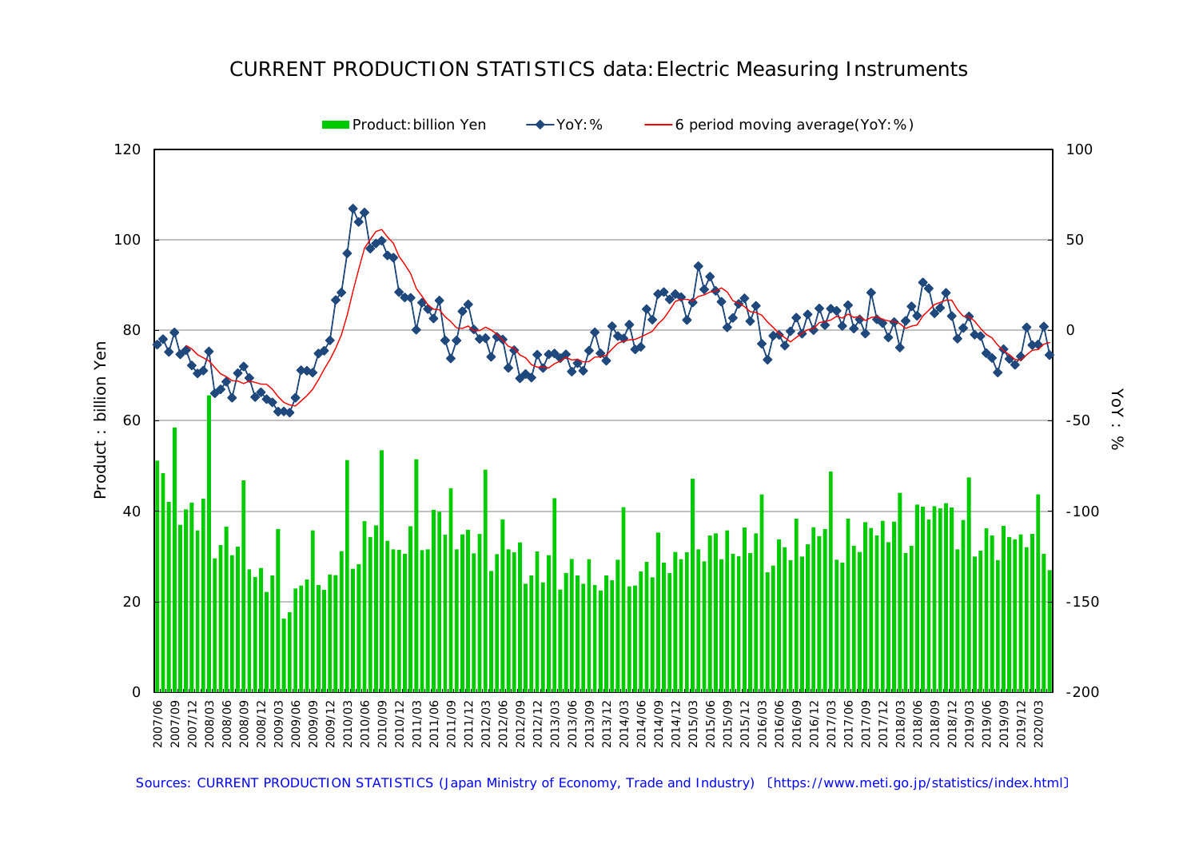# CURRENT PRODUCTION STATISTICS data:Electric Measuring Instruments

Product:billion Yen

YoY:%

6 period moving average(YoY:%)

Product : billion Yen

120
100
80
60
40
20
0

YoY : %

100
50
0
-50
-100
-150
-200

2007/06
2007/09
2007/12
2008/03
2008/06
2008/09
2008/12
2009/03
2009/06
2009/09
2009/12
2010/03
2010/06
2010/09
2010/12
2011/03
2011/06
2011/09
2011/12
2012/03
2012/06
2012/09
2012/12
2013/03
2013/06
2013/09
2013/12
2014/03
2014/06
2014/09
2014/12
2015/03
2015/06
2015/09
2015/12
2016/03
2016/06
2016/09
2016/12
2017/03
2017/06
2017/09
2017/12
2018/03
2018/06
2018/09
2018/12
2019/03
2019/06
2019/09
2019/12
2020/03

Sources: CURRENT PRODUCTION STATISTICS (Japan Ministry of Economy, Trade and Industry) 〔https://www.meti.go.jp/statistics/index.html〕